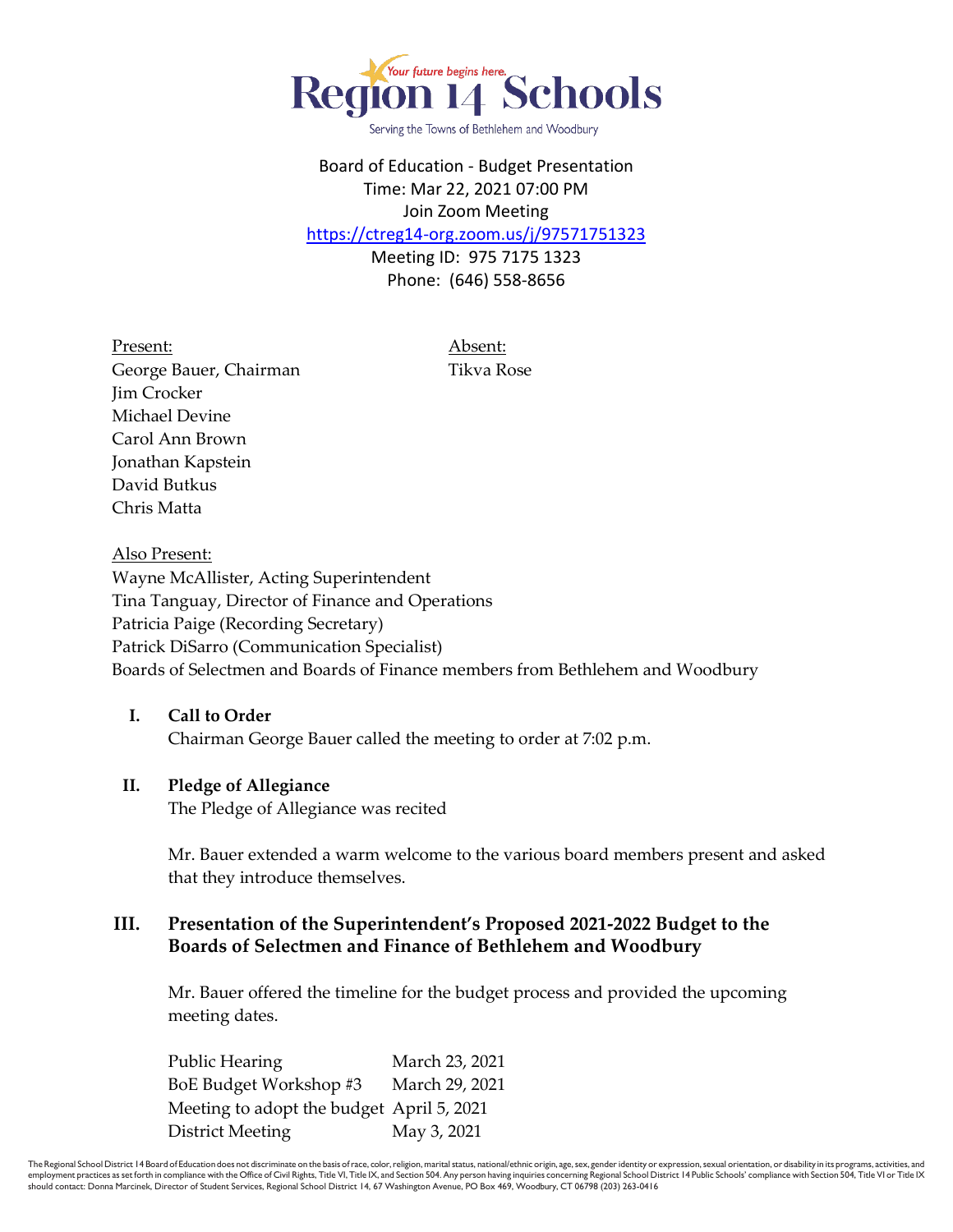Region 14 Schools

*Your future begins here.*

Serving the Towns of Bethlehem and Woodbury

Board of Education - Budget Presentation
Time: Mar 22, 2021 07:00 PM
Join Zoom Meeting
https://ctreg14-org.zoom.us/j/97571751323
Meeting ID: 975 7175 1323
Phone: (646) 558-8656

Present:
George Bauer, Chairman
Jim Crocker
Michael Devine
Carol Ann Brown
Jonathan Kapstein
David Butkus
Chris Matta

Absent:
Tikva Rose

Also Present:
Wayne McAllister, Acting Superintendent
Tina Tanguay, Director of Finance and Operations
Patricia Paige (Recording Secretary)
Patrick DiSarro (Communication Specialist)
Boards of Selectmen and Boards of Finance members from Bethlehem and Woodbury

## I. Call to Order

Chairman George Bauer called the meeting to order at 7:02 p.m.

## II. Pledge of Allegiance

The Pledge of Allegiance was recited

Mr. Bauer extended a warm welcome to the various board members present and asked that they introduce themselves.

## III. Presentation of the Superintendent's Proposed 2021-2022 Budget to the Boards of Selectmen and Finance of Bethlehem and Woodbury

Mr. Bauer offered the timeline for the budget process and provided the upcoming meeting dates.

| | |
|---|---|
| Public Hearing | March 23, 2021 |
| BoE Budget Workshop #3 | March 29, 2021 |
| Meeting to adopt the budget | April 5, 2021 |
| District Meeting | May 3, 2021 |

The Regional School District 14 Board of Education does not discriminate on the basis of race, color, religion, marital status, national/ethnic origin, age, sex, gender identity or expression, sexual orientation, or disability in its programs, activities, and employment practices as set forth in compliance with the Office of Civil Rights, Title VI, Title IX, and Section 504. Any person having inquiries concerning Regional School District 14 Public Schools' compliance with Section 504, Title VI or Title IX should contact: Donna Marcinek, Director of Student Services, Regional School District 14, 67 Washington Avenue, PO Box 469, Woodbury, CT 06798 (203) 263-0416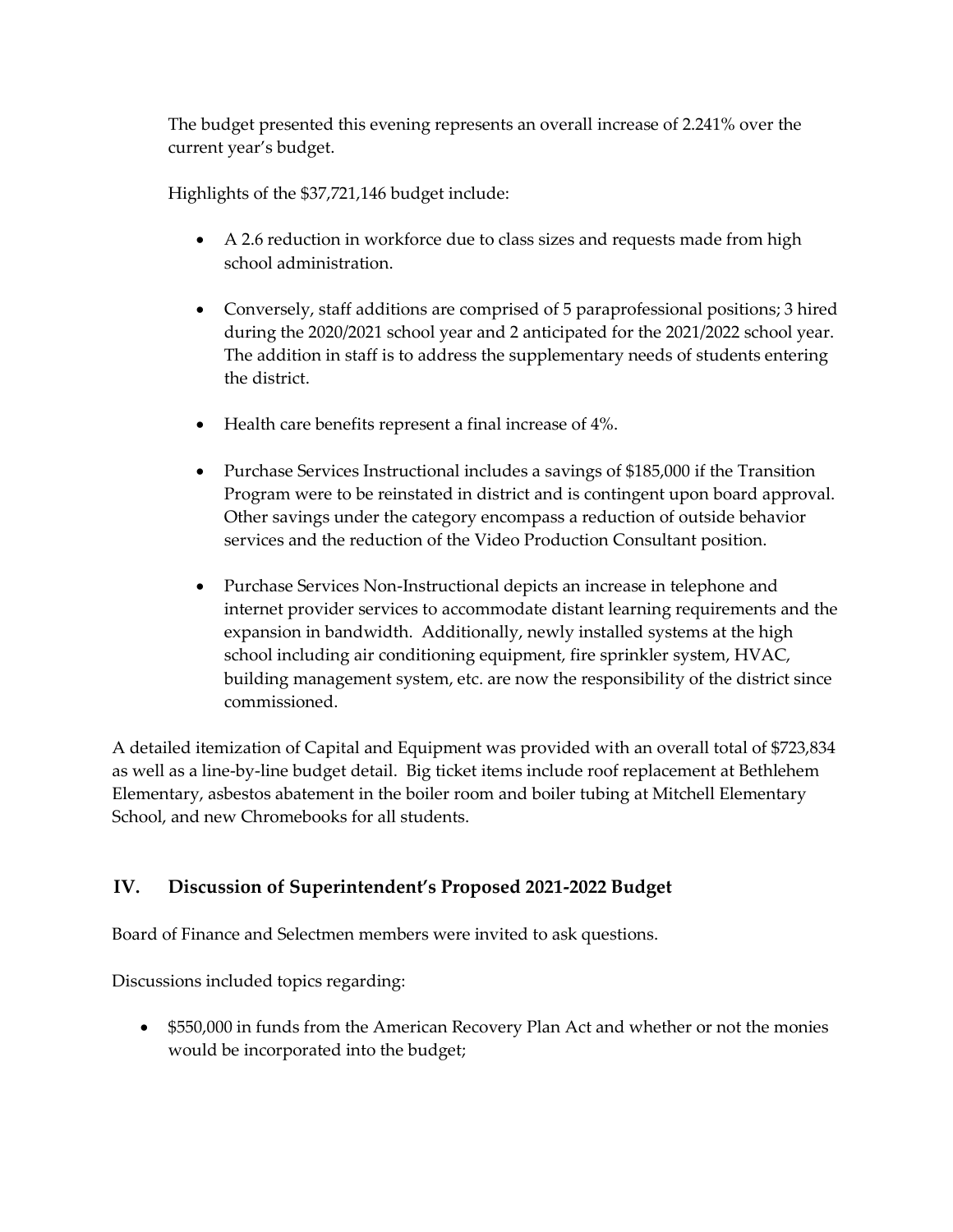The budget presented this evening represents an overall increase of 2.241% over the current year's budget.

Highlights of the $37,721,146 budget include:

- A 2.6 reduction in workforce due to class sizes and requests made from high school administration.
- Conversely, staff additions are comprised of 5 paraprofessional positions; 3 hired during the 2020/2021 school year and 2 anticipated for the 2021/2022 school year. The addition in staff is to address the supplementary needs of students entering the district.
- Health care benefits represent a final increase of 4%.
- Purchase Services Instructional includes a savings of $185,000 if the Transition Program were to be reinstated in district and is contingent upon board approval. Other savings under the category encompass a reduction of outside behavior services and the reduction of the Video Production Consultant position.
- Purchase Services Non-Instructional depicts an increase in telephone and internet provider services to accommodate distant learning requirements and the expansion in bandwidth. Additionally, newly installed systems at the high school including air conditioning equipment, fire sprinkler system, HVAC, building management system, etc. are now the responsibility of the district since commissioned.

A detailed itemization of Capital and Equipment was provided with an overall total of $723,834 as well as a line-by-line budget detail. Big ticket items include roof replacement at Bethlehem Elementary, asbestos abatement in the boiler room and boiler tubing at Mitchell Elementary School, and new Chromebooks for all students.

## IV. Discussion of Superintendent's Proposed 2021-2022 Budget

Board of Finance and Selectmen members were invited to ask questions.

Discussions included topics regarding:

- $550,000 in funds from the American Recovery Plan Act and whether or not the monies would be incorporated into the budget;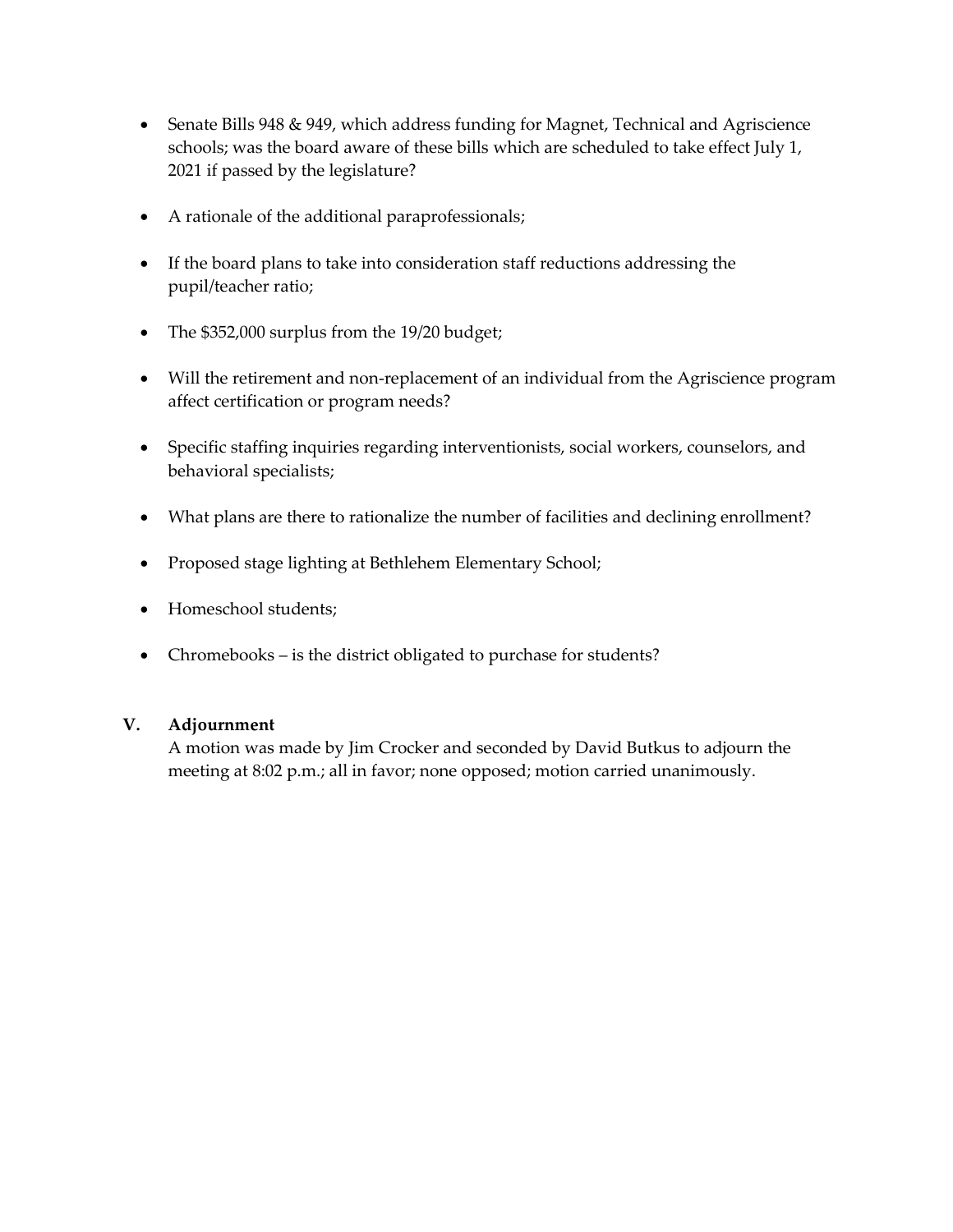- Senate Bills 948 & 949, which address funding for Magnet, Technical and Agriscience schools; was the board aware of these bills which are scheduled to take effect July 1, 2021 if passed by the legislature?

- A rationale of the additional paraprofessionals;

- If the board plans to take into consideration staff reductions addressing the pupil/teacher ratio;

- The $352,000 surplus from the 19/20 budget;

- Will the retirement and non-replacement of an individual from the Agriscience program affect certification or program needs?

- Specific staffing inquiries regarding interventionists, social workers, counselors, and behavioral specialists;

- What plans are there to rationalize the number of facilities and declining enrollment?

- Proposed stage lighting at Bethlehem Elementary School;

- Homeschool students;

- Chromebooks – is the district obligated to purchase for students?

## V. Adjournment

A motion was made by Jim Crocker and seconded by David Butkus to adjourn the meeting at 8:02 p.m.; all in favor; none opposed; motion carried unanimously.